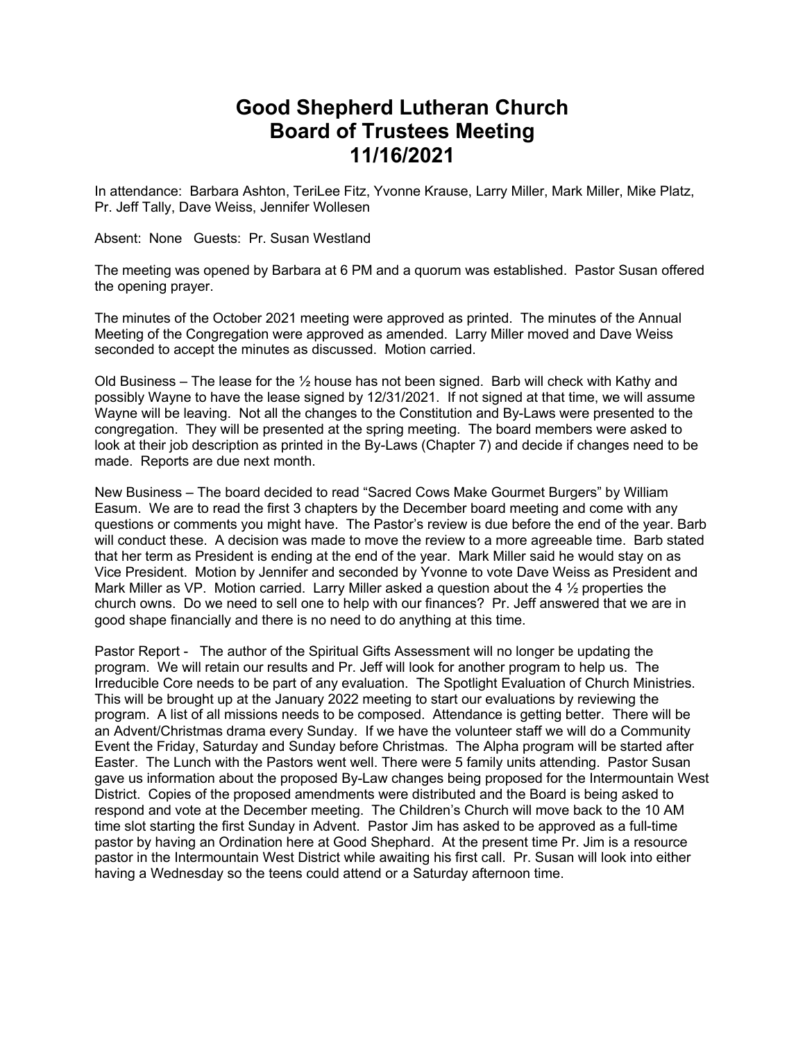# Good Shepherd Lutheran Church
# Board of Trustees Meeting
# 11/16/2021

In attendance: Barbara Ashton, TeriLee Fitz, Yvonne Krause, Larry Miller, Mark Miller, Mike Platz, Pr. Jeff Tally, Dave Weiss, Jennifer Wollesen

Absent: None Guests: Pr. Susan Westland

The meeting was opened by Barbara at 6 PM and a quorum was established. Pastor Susan offered the opening prayer.

The minutes of the October 2021 meeting were approved as printed. The minutes of the Annual Meeting of the Congregation were approved as amended. Larry Miller moved and Dave Weiss seconded to accept the minutes as discussed. Motion carried.

Old Business – The lease for the ½ house has not been signed. Barb will check with Kathy and possibly Wayne to have the lease signed by 12/31/2021. If not signed at that time, we will assume Wayne will be leaving. Not all the changes to the Constitution and By-Laws were presented to the congregation. They will be presented at the spring meeting. The board members were asked to look at their job description as printed in the By-Laws (Chapter 7) and decide if changes need to be made. Reports are due next month.

New Business – The board decided to read "Sacred Cows Make Gourmet Burgers" by William Easum. We are to read the first 3 chapters by the December board meeting and come with any questions or comments you might have. The Pastor's review is due before the end of the year. Barb will conduct these. A decision was made to move the review to a more agreeable time. Barb stated that her term as President is ending at the end of the year. Mark Miller said he would stay on as Vice President. Motion by Jennifer and seconded by Yvonne to vote Dave Weiss as President and Mark Miller as VP. Motion carried. Larry Miller asked a question about the 4 ½ properties the church owns. Do we need to sell one to help with our finances? Pr. Jeff answered that we are in good shape financially and there is no need to do anything at this time.

Pastor Report - The author of the Spiritual Gifts Assessment will no longer be updating the program. We will retain our results and Pr. Jeff will look for another program to help us. The Irreducible Core needs to be part of any evaluation. The Spotlight Evaluation of Church Ministries. This will be brought up at the January 2022 meeting to start our evaluations by reviewing the program. A list of all missions needs to be composed. Attendance is getting better. There will be an Advent/Christmas drama every Sunday. If we have the volunteer staff we will do a Community Event the Friday, Saturday and Sunday before Christmas. The Alpha program will be started after Easter. The Lunch with the Pastors went well. There were 5 family units attending. Pastor Susan gave us information about the proposed By-Law changes being proposed for the Intermountain West District. Copies of the proposed amendments were distributed and the Board is being asked to respond and vote at the December meeting. The Children's Church will move back to the 10 AM time slot starting the first Sunday in Advent. Pastor Jim has asked to be approved as a full-time pastor by having an Ordination here at Good Shephard. At the present time Pr. Jim is a resource pastor in the Intermountain West District while awaiting his first call. Pr. Susan will look into either having a Wednesday so the teens could attend or a Saturday afternoon time.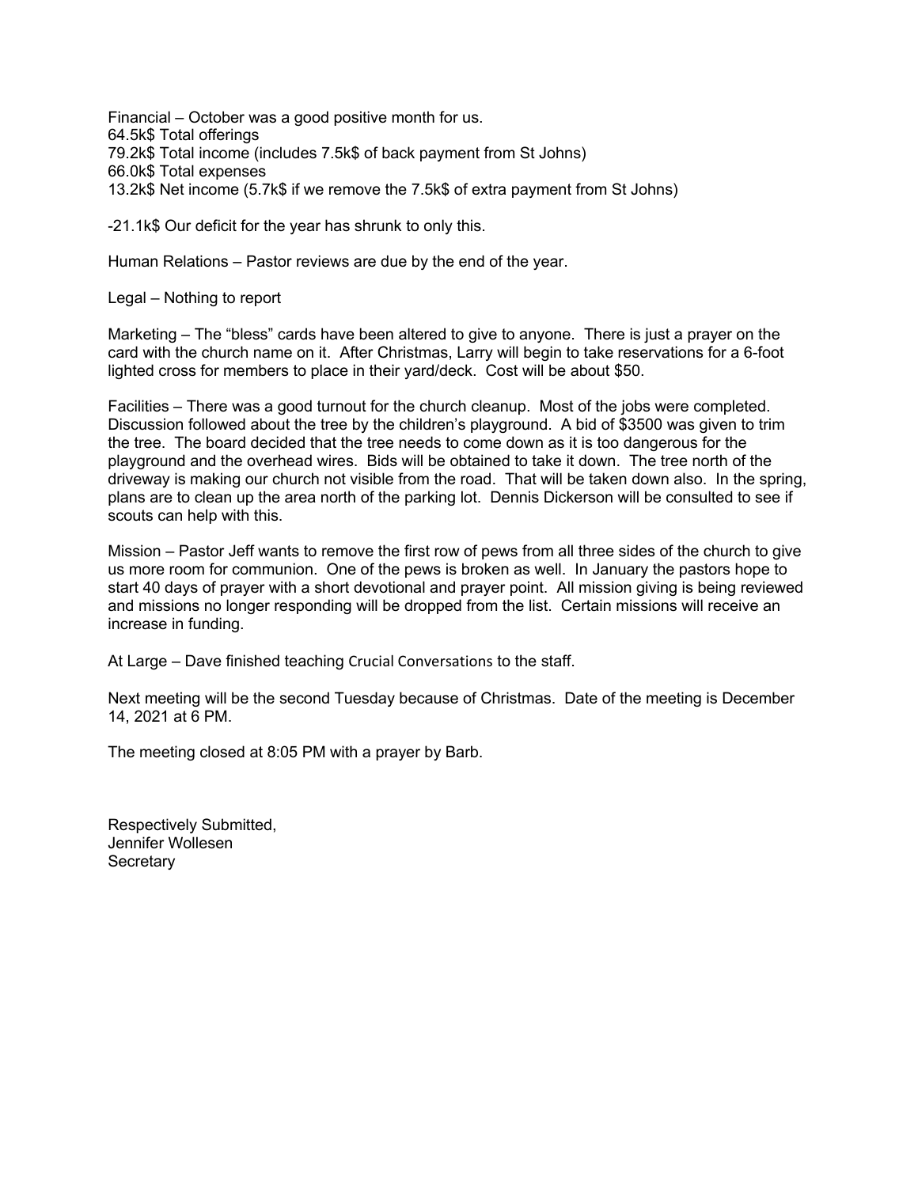Financial – October was a good positive month for us.
64.5k$ Total offerings
79.2k$ Total income (includes 7.5k$ of back payment from St Johns)
66.0k$ Total expenses
13.2k$ Net income (5.7k$ if we remove the 7.5k$ of extra payment from St Johns)

-21.1k$ Our deficit for the year has shrunk to only this.

Human Relations – Pastor reviews are due by the end of the year.

Legal – Nothing to report

Marketing – The "bless" cards have been altered to give to anyone. There is just a prayer on the card with the church name on it. After Christmas, Larry will begin to take reservations for a 6-foot lighted cross for members to place in their yard/deck. Cost will be about $50.

Facilities – There was a good turnout for the church cleanup. Most of the jobs were completed. Discussion followed about the tree by the children's playground. A bid of $3500 was given to trim the tree. The board decided that the tree needs to come down as it is too dangerous for the playground and the overhead wires. Bids will be obtained to take it down. The tree north of the driveway is making our church not visible from the road. That will be taken down also. In the spring, plans are to clean up the area north of the parking lot. Dennis Dickerson will be consulted to see if scouts can help with this.

Mission – Pastor Jeff wants to remove the first row of pews from all three sides of the church to give us more room for communion. One of the pews is broken as well. In January the pastors hope to start 40 days of prayer with a short devotional and prayer point. All mission giving is being reviewed and missions no longer responding will be dropped from the list. Certain missions will receive an increase in funding.

At Large – Dave finished teaching Crucial Conversations to the staff.

Next meeting will be the second Tuesday because of Christmas. Date of the meeting is December 14, 2021 at 6 PM.

The meeting closed at 8:05 PM with a prayer by Barb.

Respectively Submitted,
Jennifer Wollesen
Secretary